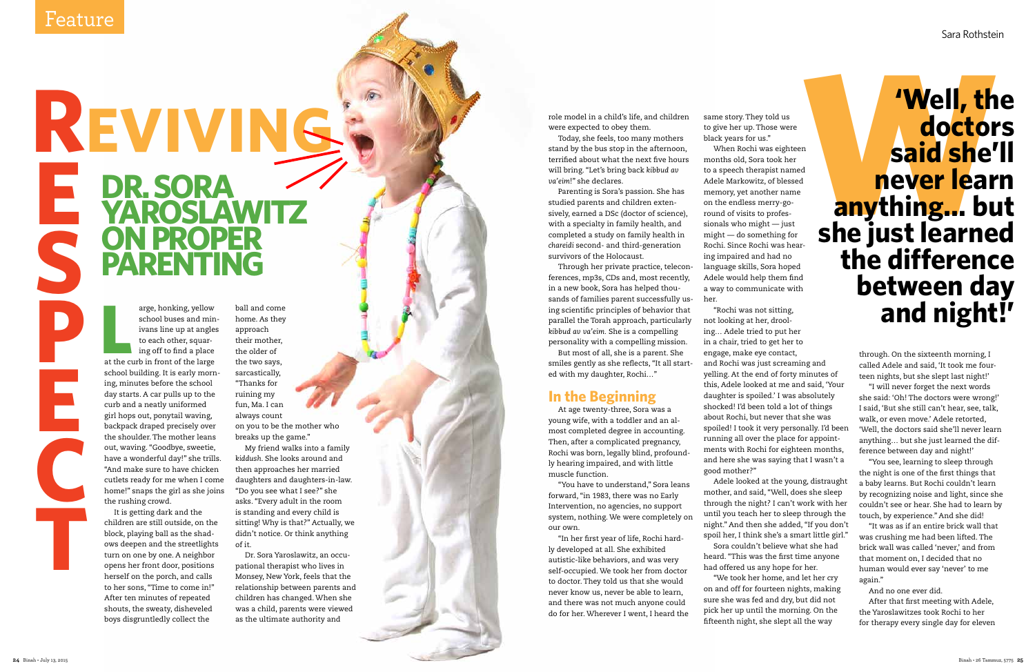Feature

Sara Rothstein

# REVIVING RESPECT

## DR. SORA YAROSLAWITZ ON PROPER PARENTING

Large, honking, yellow school buses and minivans line up at angles to each other, squaring off to find a place at the curb in front of the large school building. It is early morning, minutes before the school day starts. A car pulls up to the curb and a neatly uniformed girl hops out, ponytail waving, backpack draped precisely over the shoulder. The mother leans out, waving. "Goodbye, sweetie, have a wonderful day!" she trills. "And make sure to have chicken cutlets ready for me when I come home!" snaps the girl as she joins the rushing crowd.

It is getting dark and the children are still outside, on the block, playing ball as the shadows deepen and the streetlights turn on one by one. A neighbor opens her front door, positions herself on the porch, and calls to her sons, "Time to come in!" After ten minutes of repeated shouts, the sweaty, disheveled boys disgruntledly collect the ball and come home. As they approach their mother, the older of the two says, sarcastically, "Thanks for ruining my fun, Ma. I can always count on you to be the mother who breaks up the game."

My friend walks into a family *kiddush*. She looks around and then approaches her married daughters and daughters-in-law. "Do you see what I see?" she asks. "Every adult in the room is standing and every child is sitting! Why is that?" Actually, we didn't notice. Or think anything of it.

Dr. Sora Yaroslawitz, an occupational therapist who lives in Monsey, New York, feels that the relationship between parents and children has changed. When she was a child, parents were viewed as the ultimate authority and role model in a child's life, and children were expected to obey them.

Today, she feels, too many mothers stand by the bus stop in the afternoon, terrified about what the next five hours will bring. "Let's bring back *kibbud av va'eim*!" she declares.

Parenting is Sora's passion. She has studied parents and children extensively, earned a DSc (doctor of science), with a specialty in family health, and completed a study on family health in *chareidi* second- and third-generation survivors of the Holocaust.

Through her private practice, teleconferences, mp3s, CDs and, most recently, in a new book, Sora has helped thousands of families parent successfully using scientific principles of behavior that parallel the Torah approach, particularly *kibbud av va'eim*. She is a compelling personality with a compelling mission.

But most of all, she is a parent. She smiles gently as she reflects, "It all started with my daughter, Rochi…"

### In the Beginning

At age twenty-three, Sora was a young wife, with a toddler and an almost completed degree in accounting. Then, after a complicated pregnancy, Rochi was born, legally blind, profoundly hearing impaired, and with little muscle function.

"You have to understand," Sora leans forward, "in 1983, there was no Early Intervention, no agencies, no support system, nothing. We were completely on our own.

"In her first year of life, Rochi hardly developed at all. She exhibited autistic-like behaviors, and was very self-occupied. We took her from doctor to doctor. They told us that she would never know us, never be able to learn, and there was not much anyone could do for her. Wherever I went, I heard the same story. They told us to give her up. Those were black years for us."

When Rochi was eighteen months old, Sora took her to a speech therapist named Adele Markowitz, of blessed memory, yet another name on the endless merry-go-round of visits to professionals who might — just might — do something for Rochi. Since Rochi was hearing impaired and had no language skills, Sora hoped Adele would help them find a way to communicate with her.

"Rochi was not sitting, not looking at her, drooling… Adele tried to put her in a chair, tried to get her to engage, make eye contact, and Rochi was just screaming and yelling. At the end of forty minutes of this, Adele looked at me and said, 'Your daughter is spoiled.' I was absolutely shocked! I'd been told a lot of things about Rochi, but never that she was spoiled! I took it very personally. I'd been running all over the place for appointments with Rochi for eighteen months, and here she was saying that I wasn't a good mother?"

Adele looked at the young, distraught mother, and said, "Well, does she sleep through the night? I can't work with her until you teach her to sleep through the night." And then she added, "If you don't spoil her, I think she's a smart little girl."

Sora couldn't believe what she had heard. "This was the first time anyone had offered us any hope for her.

"We took her home, and let her cry on and off for fourteen nights, making sure she was fed and dry, but did not pick her up until the morning. On the fifteenth night, she slept all the way through. On the sixteenth morning, I called Adele and said, 'It took me fourteen nights, but she slept last night!'

> **'Well, the doctors said she'll never learn anything… but she just learned the difference between day and night!'**

"I will never forget the next words she said: 'Oh! The doctors were wrong!' I said, 'But she still can't hear, see, talk, walk, or even move.' Adele retorted, 'Well, the doctors said she'll never learn anything… but she just learned the difference between day and night!'

"You see, learning to sleep through the night is one of the first things that a baby learns. But Rochi couldn't learn by recognizing noise and light, since she couldn't see or hear. She had to learn by touch, by experience." And she did!

"It was as if an entire brick wall that was crushing me had been lifted. The brick wall was called 'never,' and from that moment on, I decided that no human would ever say 'never' to me again."

And no one ever did.

After that first meeting with Adele, the Yaroslawitzes took Rochi to her for therapy every single day for eleven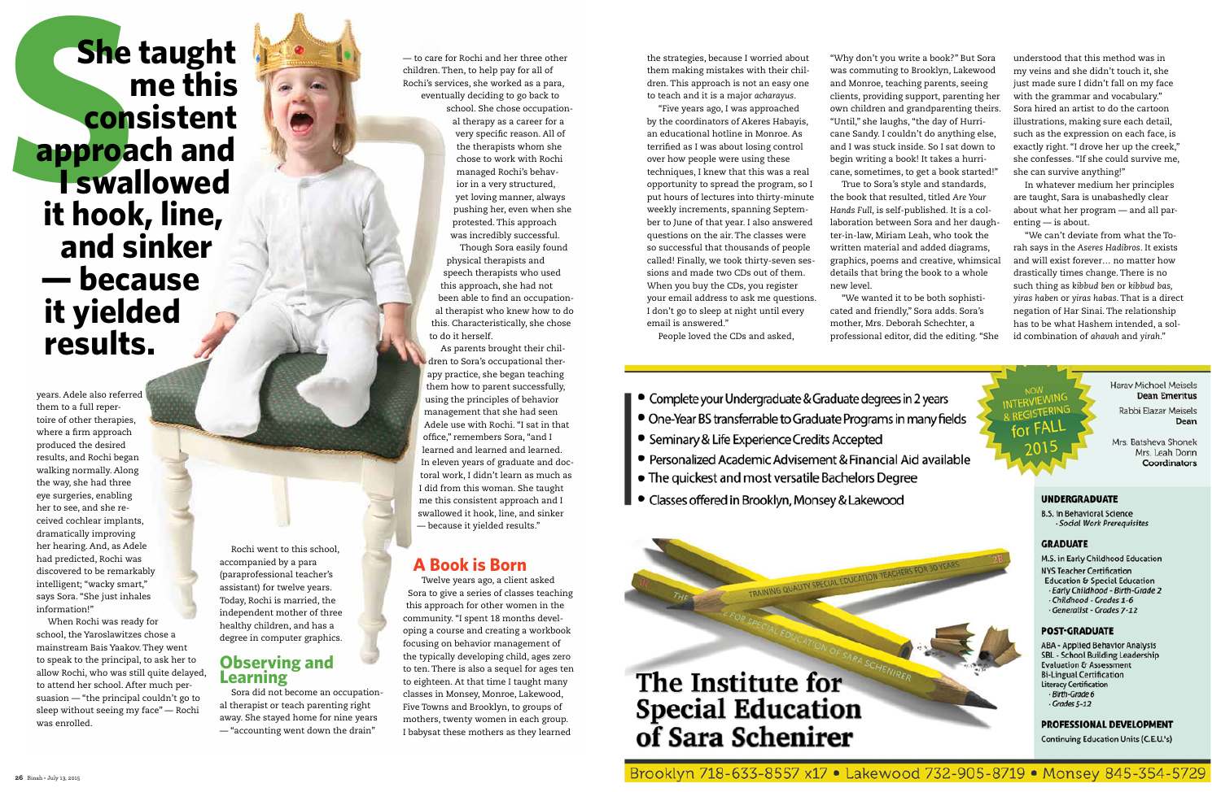# She taught me this consistent approach and I swallowed it hook, line, and sinker — because it yielded results.

years. Adele also referred them to a full repertoire of other therapies, where a firm approach produced the desired results, and Rochi began walking normally. Along the way, she had three eye surgeries, enabling her to see, and she received cochlear implants, dramatically improving her hearing. And, as Adele had predicted, Rochi was discovered to be remarkably intelligent; "wacky smart," says Sora. "She just inhales information!"

When Rochi was ready for school, the Yaroslawitzes chose a mainstream Bais Yaakov. They went to speak to the principal, to ask her to allow Rochi, who was still quite delayed, to attend her school. After much persuasion — "the principal couldn't go to sleep without seeing my face" — Rochi was enrolled.

Rochi went to this school, accompanied by a para (paraprofessional teacher's assistant) for twelve years. Today, Rochi is married, the independent mother of three healthy children, and has a degree in computer graphics.

## Observing and Learning

Sora did not become an occupational therapist or teach parenting right away. She stayed home for nine years — "accounting went down the drain" — to care for Rochi and her three other children. Then, to help pay for all of Rochi's services, she worked as a para, eventually deciding to go back to school. She chose occupational therapy as a career for a very specific reason. All of the therapists whom she chose to work with Rochi managed Rochi's behavior in a very structured, yet loving manner, always pushing her, even when she protested. This approach was incredibly successful.

Though Sora easily found physical therapists and speech therapists who used this approach, she had not been able to find an occupational therapist who knew how to do this. Characteristically, she chose to do it herself.

As parents brought their children to Sora's occupational therapy practice, she began teaching them how to parent successfully, using the principles of behavior management that she had seen Adele use with Rochi. "I sat in that office," remembers Sora, "and I learned and learned and learned. In eleven years of graduate and doctoral work, I didn't learn as much as I did from this woman. She taught me this consistent approach and I swallowed it hook, line, and sinker — because it yielded results."

## A Book is Born

Twelve years ago, a client asked Sora to give a series of classes teaching this approach for other women in the community. "I spent 18 months developing a course and creating a workbook focusing on behavior management of the typically developing child, ages zero to eighteen. There is also a sequel for ages ten to eighteen. At that time I taught many classes in Monsey, Monroe, Lakewood, Five Towns and Brooklyn, to groups of mothers, twenty women in each group. I babysat these mothers as they learned the strategies, because I worried about them making mistakes with their children. This approach is not an easy one to teach and it is a major *acharayus*.

"Five years ago, I was approached by the coordinators of Akeres Habayis, an educational hotline in Monroe. As terrified as I was about losing control over how people were using these techniques, I knew that this was a real opportunity to spread the program, so I put hours of lectures into thirty-minute weekly increments, spanning September to June of that year. I also answered questions on the air. The classes were so successful that thousands of people called! Finally, we took thirty-seven sessions and made two CDs out of them. When you buy the CDs, you register your email address to ask me questions. I don't go to sleep at night until every email is answered."

People loved the CDs and asked, "Why don't you write a book?" But Sora was commuting to Brooklyn, Lakewood and Monroe, teaching parents, seeing clients, providing support, parenting her own children and grandparenting theirs. "Until," she laughs, "the day of Hurricane Sandy. I couldn't do anything else, and I was stuck inside. So I sat down to begin writing a book! It takes a hurricane, sometimes, to get a book started!"

True to Sora's style and standards, the book that resulted, titled *Are Your Hands Full*, is self-published. It is a collaboration between Sora and her daughter-in-law, Miriam Leah, who took the written material and added diagrams, graphics, poems and creative, whimsical details that bring the book to a whole new level.

"We wanted it to be both sophisticated and friendly," Sora adds. Sora's mother, Mrs. Deborah Schechter, a professional editor, did the editing. "She understood that this method was in my veins and she didn't touch it, she just made sure I didn't fall on my face with the grammar and vocabulary." Sora hired an artist to do the cartoon illustrations, making sure each detail, such as the expression on each face, is exactly right. "I drove her up the creek," she confesses. "If she could survive me, she can survive anything!"

In whatever medium her principles are taught, Sara is unabashedly clear about what her program — and all parenting — is about.

"We can't deviate from what the Torah says in the *Aseres Hadibros*. It exists and will exist forever… no matter how drastically times change. There is no such thing as *kibbud ben* or *kibbud bas, yiras haben* or *yiras habas*. That is a direct negation of Har Sinai. The relationship has to be what Hashem intended, a solid combination of *ahavah* and *yirah*."

---

- Complete your Undergraduate & Graduate degrees in 2 years
- One-Year BS transferrable to Graduate Programs in many fields
- Seminary & Life Experience Credits Accepted
- Personalized Academic Advisement & Financial Aid available
- The quickest and most versatile Bachelors Degree
- Classes offered in Brooklyn, Monsey & Lakewood

NOW INTERVIEWING & REGISTERING for FALL 2015

Harav Michoel Meisels
**Dean Emeritus**

Rabbi Elazar Meisels
**Dean**

Mrs. Batsheva Shonek
Mrs. Leah Donn
**Coordinators**

THE INSTITUTE FOR SPECIAL EDUCATION OF SARA SCHENIRER — TRAINING QUALITY SPECIAL EDUCATION TEACHERS FOR 30 YEARS

# The Institute for Special Education of Sara Schenirer

**UNDERGRADUATE**

B.S. in Behavioral Science
- *Social Work Prerequisites*

**GRADUATE**

M.S. in Early Childhood Education
NYS Teacher Certification
Education & Special Education
- *Early Childhood - Birth-Grade 2*
- *Childhood - Grades 1-6*
- *Generalist - Grades 7-12*

**POST-GRADUATE**

ABA - Applied Behavior Analysis
SBL - School Building Leadership
Evaluation & Assessment
Bi-Lingual Certification
Literacy Certification
- *Birth-Grade 6*
- *Grades 5-12*

**PROFESSIONAL DEVELOPMENT**

Continuing Education Units (C.E.U.'s)

Brooklyn 718-633-8557 x17 • Lakewood 732-905-8719 • Monsey 845-354-5729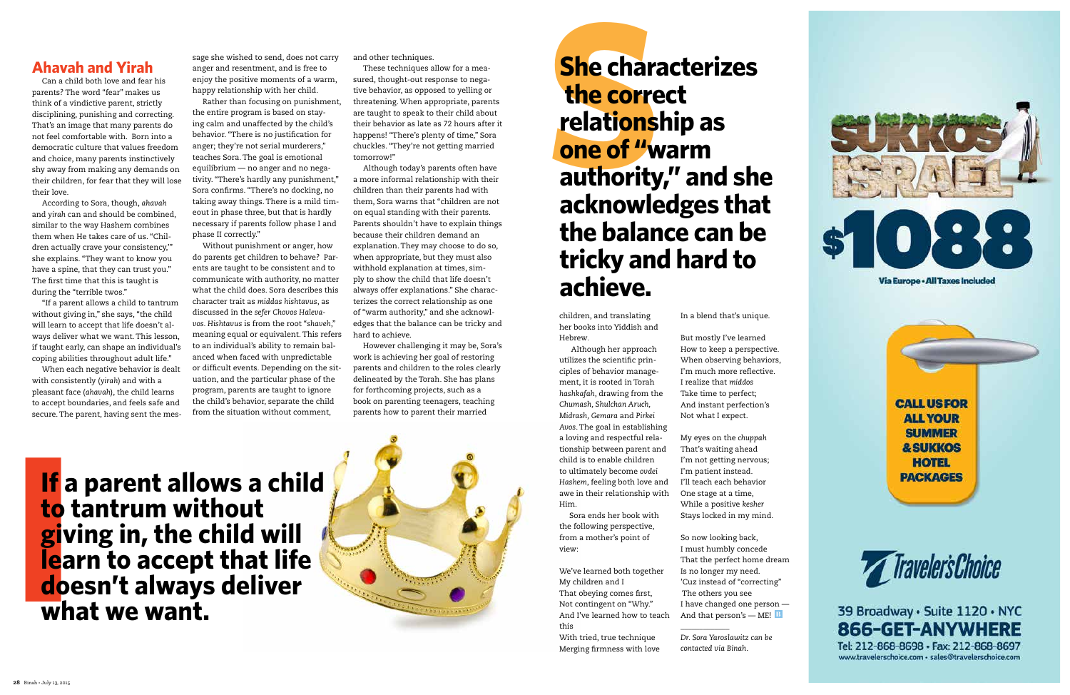## Ahavah and Yirah

Can a child both love and fear his parents? The word "fear" makes us think of a vindictive parent, strictly disciplining, punishing and correcting. That's an image that many parents do not feel comfortable with. Born into a democratic culture that values freedom and choice, many parents instinctively shy away from making any demands on their children, for fear that they will lose their love.

According to Sora, though, *ahavah* and *yirah* can and should be combined, similar to the way Hashem combines them when He takes care of us. "Children actually crave your consistency,'" she explains. "They want to know you have a spine, that they can trust you." The first time that this is taught is during the "terrible twos."

"If a parent allows a child to tantrum without giving in," she says, "the child will learn to accept that life doesn't always deliver what we want. This lesson, if taught early, can shape an individual's coping abilities throughout adult life."

When each negative behavior is dealt with consistently (*yirah*) and with a pleasant face (*ahavah*), the child learns to accept boundaries, and feels safe and secure. The parent, having sent the message she wished to send, does not carry anger and resentment, and is free to enjoy the positive moments of a warm, happy relationship with her child.

Rather than focusing on punishment, the entire program is based on staying calm and unaffected by the child's behavior. "There is no justification for anger; they're not serial murderers," teaches Sora. The goal is emotional equilibrium — no anger and no negativity. "There's hardly any punishment," Sora confirms. "There's no docking, no taking away things. There is a mild timeout in phase three, but that is hardly necessary if parents follow phase I and phase II correctly."

Without punishment or anger, how do parents get children to behave? Parents are taught to be consistent and to communicate with authority, no matter what the child does. Sora describes this character trait as *middas hishtavus*, as discussed in the *sefer Chovos Halevavos*. *Hishtavus* is from the root "*shaveh*," meaning equal or equivalent. This refers to an individual's ability to remain balanced when faced with unpredictable or difficult events. Depending on the situation, and the particular phase of the program, parents are taught to ignore the child's behavior, separate the child from the situation without comment, and other techniques.

These techniques allow for a measured, thought-out response to negative behavior, as opposed to yelling or threatening. When appropriate, parents are taught to speak to their child about their behavior as late as 72 hours after it happens! "There's plenty of time," Sora chuckles. "They're not getting married tomorrow!"

Although today's parents often have a more informal relationship with their children than their parents had with them, Sora warns that "children are not on equal standing with their parents. Parents shouldn't have to explain things because their children demand an explanation. They may choose to do so, when appropriate, but they must also withhold explanation at times, simply to show the child that life doesn't always offer explanations." She characterizes the correct relationship as one of "warm authority," and she acknowledges that the balance can be tricky and hard to achieve.

However challenging it may be, Sora's work is achieving her goal of restoring parents and children to the roles clearly delineated by the Torah. She has plans for forthcoming projects, such as a book on parenting teenagers, teaching parents how to parent their married children, and translating her books into Yiddish and Hebrew.

Although her approach utilizes the scientific principles of behavior management, it is rooted in Torah *hashkafah*, drawing from the *Chumash*, *Shulchan Aruch*, *Midrash*, *Gemara* and *Pirkei Avos*. The goal in establishing a loving and respectful relationship between parent and child is to enable children to ultimately become *ovdei Hashem*, feeling both love and awe in their relationship with Him.

Sora ends her book with the following perspective, from a mother's point of view:

We've learned both together  
My children and I  
That obeying comes first,  
Not contingent on "Why."  
And I've learned how to teach this  
With tried, true technique  
Merging firmness with love  
In a blend that's unique.

But mostly I've learned  
How to keep a perspective.  
When observing behaviors,  
I'm much more reflective.  
I realize that *middos*  
Take time to perfect;  
And instant perfection's  
Not what I expect.

My eyes on the *chuppah*  
That's waiting ahead  
I'm not getting nervous;  
I'm patient instead.  
I'll teach each behavior  
One stage at a time,  
While a positive *kesher*  
Stays locked in my mind.

So now looking back,  
I must humbly concede  
That the perfect home dream  
Is no longer my need.  
'Cuz instead of "correcting"  
The others you see  
I have changed one person —  
And that person's — ME!

*Dr. Sora Yaroslawitz can be contacted via Binah.*

**If a parent allows a child to tantrum without giving in, the child will learn to accept that life doesn't always deliver what we want.**

**She characterizes the correct relationship as one of "warm authority," and she acknowledges that the balance can be tricky and hard to achieve.**

SUKKOS ISRAEL

$1088

Via Europe • All Taxes Included

CALL US FOR ALL YOUR SUMMER & SUKKOS HOTEL PACKAGES

Traveler's Choice

39 Broadway • Suite 1120 • NYC  
866-GET-ANYWHERE  
Tel: 212-868-8698 • Fax: 212-868-8697  
www.travelerschoice.com • sales@travelerschoice.com